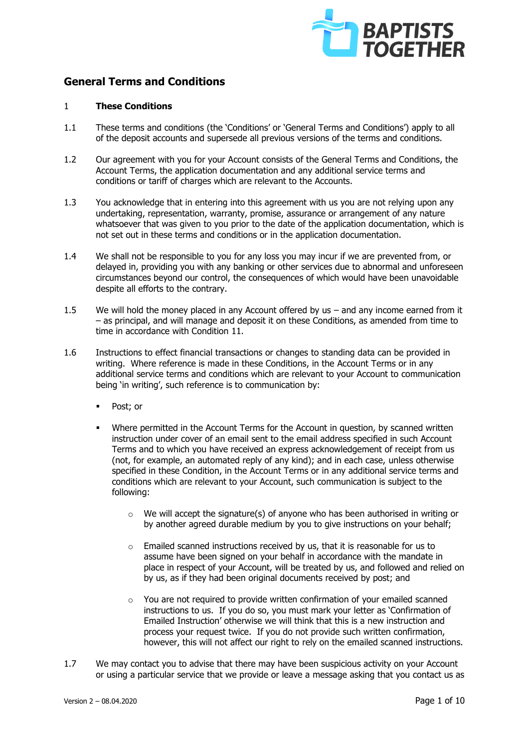## General Terms and Conditions

### 1 These Conditions

1.1 These terms and conditions (the 'Conditions' or 'General Terms and Conditions') apply to all of the deposit accounts and supersede all previous versions of the terms and conditions.

1.2 Our agreement with you for your Account consists of the General Terms and Conditions, the Account Terms, the application documentation and any additional service terms and conditions or tariff of charges which are relevant to the Accounts.

1.3 You acknowledge that in entering into this agreement with us you are not relying upon any undertaking, representation, warranty, promise, assurance or arrangement of any nature whatsoever that was given to you prior to the date of the application documentation, which is not set out in these terms and conditions or in the application documentation.

1.4 We shall not be responsible to you for any loss you may incur if we are prevented from, or delayed in, providing you with any banking or other services due to abnormal and unforeseen circumstances beyond our control, the consequences of which would have been unavoidable despite all efforts to the contrary.

1.5 We will hold the money placed in any Account offered by us – and any income earned from it – as principal, and will manage and deposit it on these Conditions, as amended from time to time in accordance with Condition 11.

1.6 Instructions to effect financial transactions or changes to standing data can be provided in writing. Where reference is made in these Conditions, in the Account Terms or in any additional service terms and conditions which are relevant to your Account to communication being 'in writing', such reference is to communication by:

- Post; or
- Where permitted in the Account Terms for the Account in question, by scanned written instruction under cover of an email sent to the email address specified in such Account Terms and to which you have received an express acknowledgement of receipt from us (not, for example, an automated reply of any kind); and in each case, unless otherwise specified in these Condition, in the Account Terms or in any additional service terms and conditions which are relevant to your Account, such communication is subject to the following:
  - We will accept the signature(s) of anyone who has been authorised in writing or by another agreed durable medium by you to give instructions on your behalf;
  - Emailed scanned instructions received by us, that it is reasonable for us to assume have been signed on your behalf in accordance with the mandate in place in respect of your Account, will be treated by us, and followed and relied on by us, as if they had been original documents received by post; and
  - You are not required to provide written confirmation of your emailed scanned instructions to us. If you do so, you must mark your letter as 'Confirmation of Emailed Instruction' otherwise we will think that this is a new instruction and process your request twice. If you do not provide such written confirmation, however, this will not affect our right to rely on the emailed scanned instructions.

1.7 We may contact you to advise that there may have been suspicious activity on your Account or using a particular service that we provide or leave a message asking that you contact us as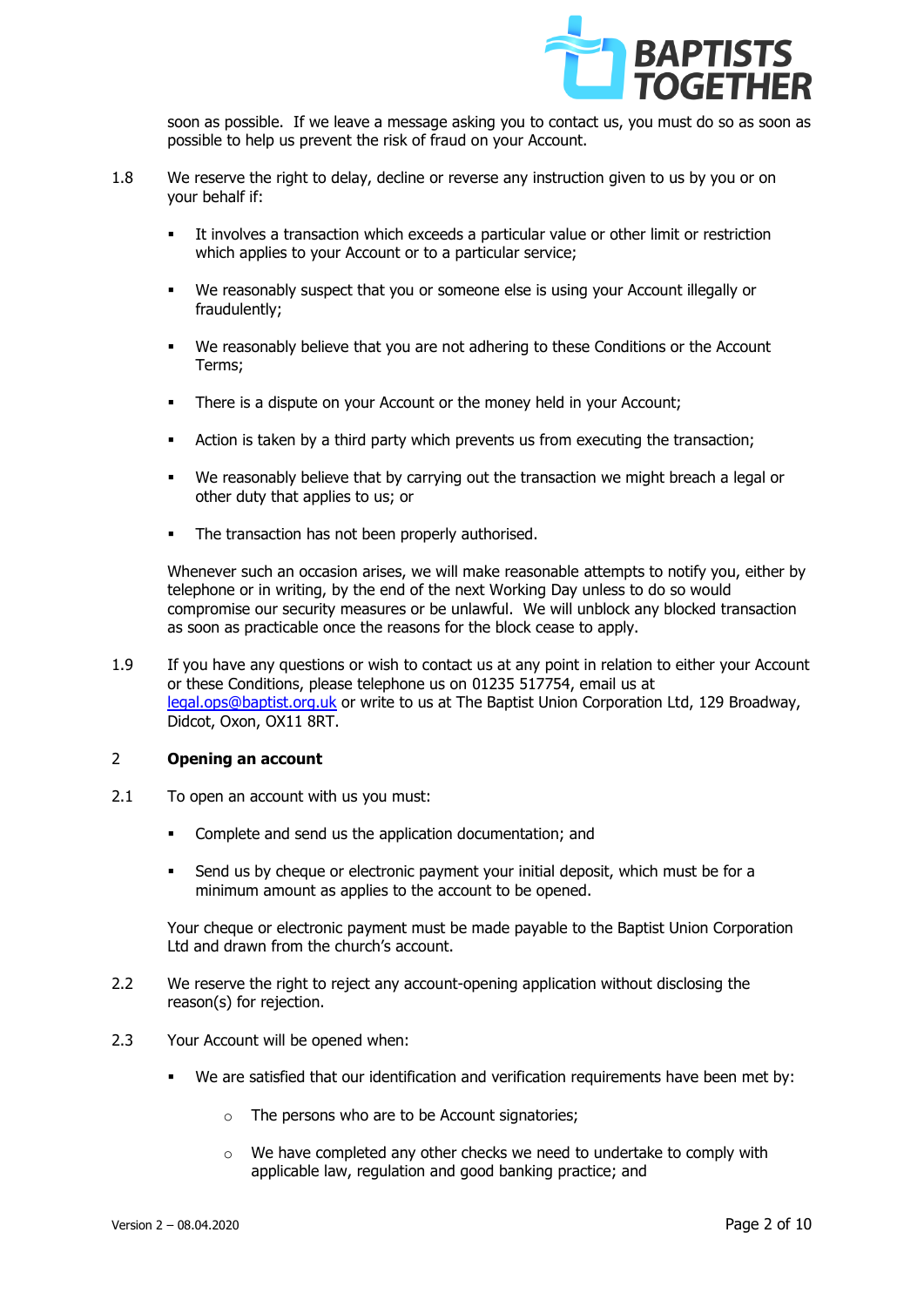soon as possible. If we leave a message asking you to contact us, you must do so as soon as possible to help us prevent the risk of fraud on your Account.

1.8 We reserve the right to delay, decline or reverse any instruction given to us by you or on your behalf if:

- It involves a transaction which exceeds a particular value or other limit or restriction which applies to your Account or to a particular service;
- We reasonably suspect that you or someone else is using your Account illegally or fraudulently;
- We reasonably believe that you are not adhering to these Conditions or the Account Terms;
- There is a dispute on your Account or the money held in your Account;
- Action is taken by a third party which prevents us from executing the transaction;
- We reasonably believe that by carrying out the transaction we might breach a legal or other duty that applies to us; or
- The transaction has not been properly authorised.

Whenever such an occasion arises, we will make reasonable attempts to notify you, either by telephone or in writing, by the end of the next Working Day unless to do so would compromise our security measures or be unlawful. We will unblock any blocked transaction as soon as practicable once the reasons for the block cease to apply.

1.9 If you have any questions or wish to contact us at any point in relation to either your Account or these Conditions, please telephone us on 01235 517754, email us at legal.ops@baptist.org.uk or write to us at The Baptist Union Corporation Ltd, 129 Broadway, Didcot, Oxon, OX11 8RT.

## 2 Opening an account

2.1 To open an account with us you must:

- Complete and send us the application documentation; and
- Send us by cheque or electronic payment your initial deposit, which must be for a minimum amount as applies to the account to be opened.

Your cheque or electronic payment must be made payable to the Baptist Union Corporation Ltd and drawn from the church's account.

2.2 We reserve the right to reject any account-opening application without disclosing the reason(s) for rejection.

2.3 Your Account will be opened when:

- We are satisfied that our identification and verification requirements have been met by:
  - The persons who are to be Account signatories;
  - We have completed any other checks we need to undertake to comply with applicable law, regulation and good banking practice; and

Version 2 – 08.04.2020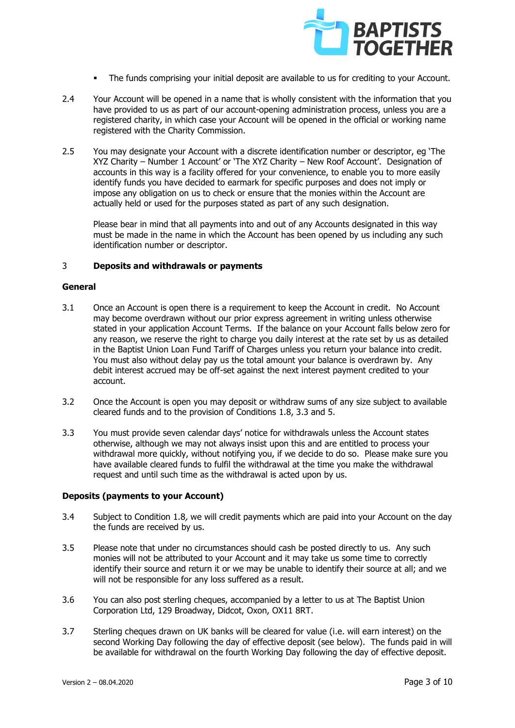- The funds comprising your initial deposit are available to us for crediting to your Account.

2.4 Your Account will be opened in a name that is wholly consistent with the information that you have provided to us as part of our account-opening administration process, unless you are a registered charity, in which case your Account will be opened in the official or working name registered with the Charity Commission.

2.5 You may designate your Account with a discrete identification number or descriptor, eg 'The XYZ Charity – Number 1 Account' or 'The XYZ Charity – New Roof Account'. Designation of accounts in this way is a facility offered for your convenience, to enable you to more easily identify funds you have decided to earmark for specific purposes and does not imply or impose any obligation on us to check or ensure that the monies within the Account are actually held or used for the purposes stated as part of any such designation.

Please bear in mind that all payments into and out of any Accounts designated in this way must be made in the name in which the Account has been opened by us including any such identification number or descriptor.

## 3 Deposits and withdrawals or payments

### General

3.1 Once an Account is open there is a requirement to keep the Account in credit. No Account may become overdrawn without our prior express agreement in writing unless otherwise stated in your application Account Terms. If the balance on your Account falls below zero for any reason, we reserve the right to charge you daily interest at the rate set by us as detailed in the Baptist Union Loan Fund Tariff of Charges unless you return your balance into credit. You must also without delay pay us the total amount your balance is overdrawn by. Any debit interest accrued may be off-set against the next interest payment credited to your account.

3.2 Once the Account is open you may deposit or withdraw sums of any size subject to available cleared funds and to the provision of Conditions 1.8, 3.3 and 5.

3.3 You must provide seven calendar days' notice for withdrawals unless the Account states otherwise, although we may not always insist upon this and are entitled to process your withdrawal more quickly, without notifying you, if we decide to do so. Please make sure you have available cleared funds to fulfil the withdrawal at the time you make the withdrawal request and until such time as the withdrawal is acted upon by us.

### Deposits (payments to your Account)

3.4 Subject to Condition 1.8*,* we will credit payments which are paid into your Account on the day the funds are received by us.

3.5 Please note that under no circumstances should cash be posted directly to us. Any such monies will not be attributed to your Account and it may take us some time to correctly identify their source and return it or we may be unable to identify their source at all; and we will not be responsible for any loss suffered as a result.

3.6 You can also post sterling cheques, accompanied by a letter to us at The Baptist Union Corporation Ltd, 129 Broadway, Didcot, Oxon, OX11 8RT.

3.7 Sterling cheques drawn on UK banks will be cleared for value (i.e. will earn interest) on the second Working Day following the day of effective deposit (see below). The funds paid in will be available for withdrawal on the fourth Working Day following the day of effective deposit.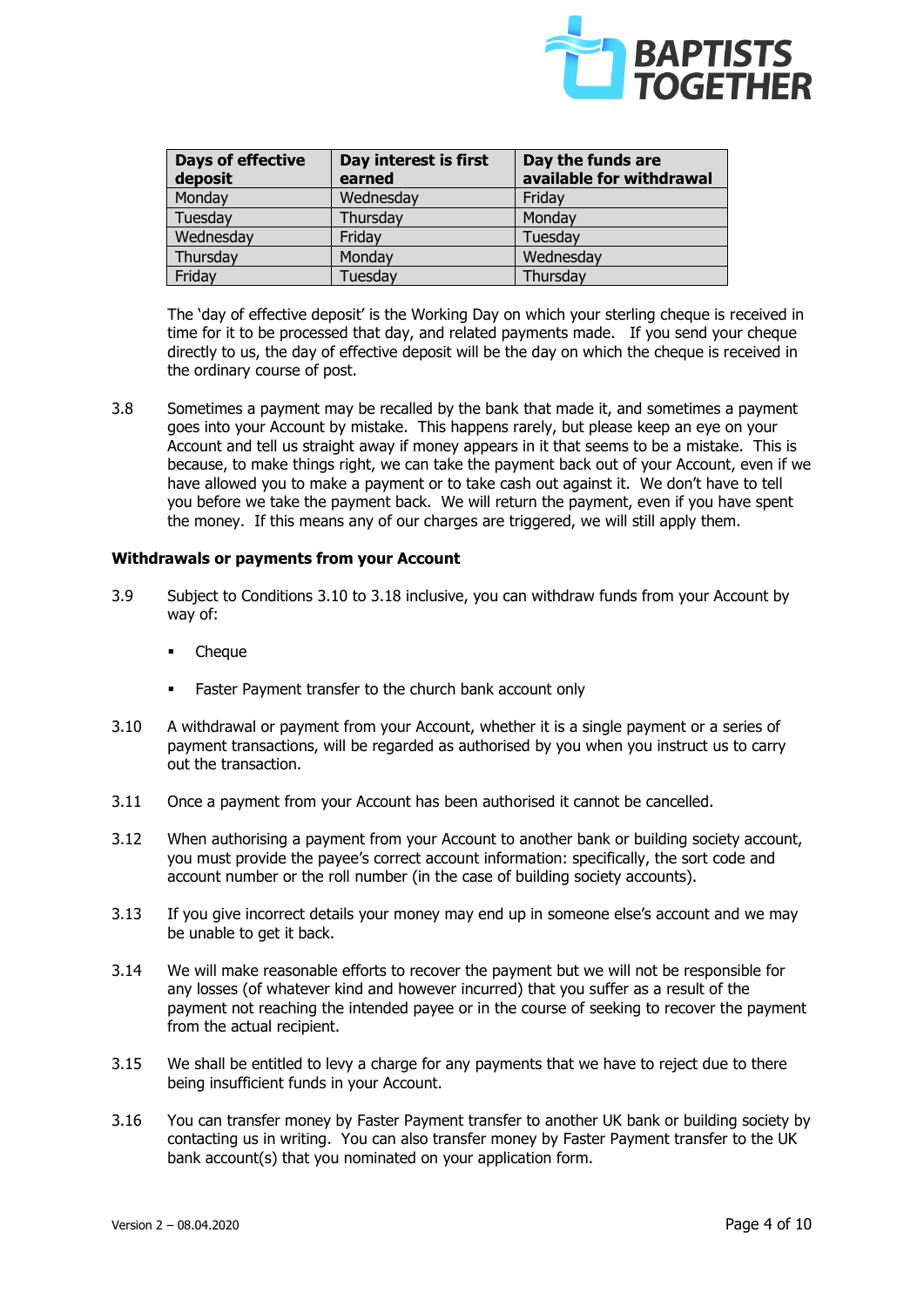| Days of effective deposit | Day interest is first earned | Day the funds are available for withdrawal |
|---|---|---|
| Monday | Wednesday | Friday |
| Tuesday | Thursday | Monday |
| Wednesday | Friday | Tuesday |
| Thursday | Monday | Wednesday |
| Friday | Tuesday | Thursday |

The 'day of effective deposit' is the Working Day on which your sterling cheque is received in time for it to be processed that day, and related payments made. If you send your cheque directly to us, the day of effective deposit will be the day on which the cheque is received in the ordinary course of post.

3.8 Sometimes a payment may be recalled by the bank that made it, and sometimes a payment goes into your Account by mistake. This happens rarely, but please keep an eye on your Account and tell us straight away if money appears in it that seems to be a mistake. This is because, to make things right, we can take the payment back out of your Account, even if we have allowed you to make a payment or to take cash out against it. We don't have to tell you before we take the payment back. We will return the payment, even if you have spent the money. If this means any of our charges are triggered, we will still apply them.

**Withdrawals or payments from your Account**

3.9 Subject to Conditions 3.10 to 3.18 inclusive, you can withdraw funds from your Account by way of:

- Cheque
- Faster Payment transfer to the church bank account only

3.10 A withdrawal or payment from your Account, whether it is a single payment or a series of payment transactions, will be regarded as authorised by you when you instruct us to carry out the transaction.

3.11 Once a payment from your Account has been authorised it cannot be cancelled.

3.12 When authorising a payment from your Account to another bank or building society account, you must provide the payee's correct account information: specifically, the sort code and account number or the roll number (in the case of building society accounts).

3.13 If you give incorrect details your money may end up in someone else's account and we may be unable to get it back.

3.14 We will make reasonable efforts to recover the payment but we will not be responsible for any losses (of whatever kind and however incurred) that you suffer as a result of the payment not reaching the intended payee or in the course of seeking to recover the payment from the actual recipient.

3.15 We shall be entitled to levy a charge for any payments that we have to reject due to there being insufficient funds in your Account.

3.16 You can transfer money by Faster Payment transfer to another UK bank or building society by contacting us in writing. You can also transfer money by Faster Payment transfer to the UK bank account(s) that you nominated on your application form.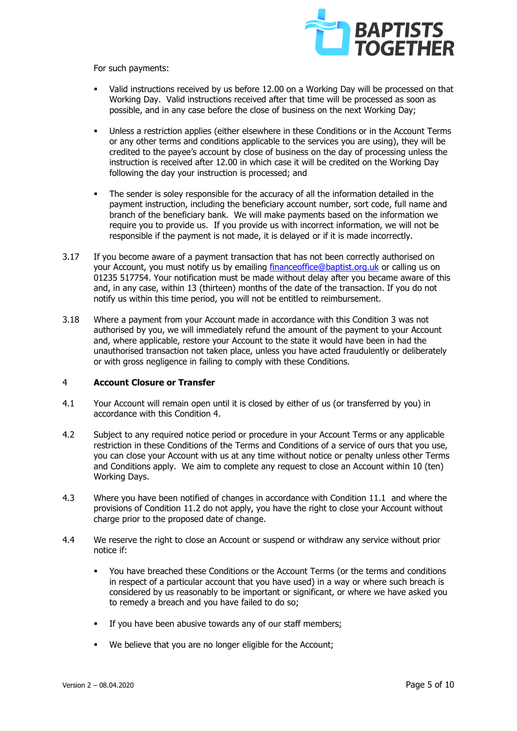For such payments:

- Valid instructions received by us before 12.00 on a Working Day will be processed on that Working Day. Valid instructions received after that time will be processed as soon as possible, and in any case before the close of business on the next Working Day;
- Unless a restriction applies (either elsewhere in these Conditions or in the Account Terms or any other terms and conditions applicable to the services you are using), they will be credited to the payee's account by close of business on the day of processing unless the instruction is received after 12.00 in which case it will be credited on the Working Day following the day your instruction is processed; and
- The sender is soley responsible for the accuracy of all the information detailed in the payment instruction, including the beneficiary account number, sort code, full name and branch of the beneficiary bank. We will make payments based on the information we require you to provide us. If you provide us with incorrect information, we will not be responsible if the payment is not made, it is delayed or if it is made incorrectly.

3.17 If you become aware of a payment transaction that has not been correctly authorised on your Account, you must notify us by emailing financeoffice@baptist.org.uk or calling us on 01235 517754. Your notification must be made without delay after you became aware of this and, in any case, within 13 (thirteen) months of the date of the transaction. If you do not notify us within this time period, you will not be entitled to reimbursement.

3.18 Where a payment from your Account made in accordance with this Condition 3 was not authorised by you, we will immediately refund the amount of the payment to your Account and, where applicable, restore your Account to the state it would have been in had the unauthorised transaction not taken place, unless you have acted fraudulently or deliberately or with gross negligence in failing to comply with these Conditions.

## 4 Account Closure or Transfer

4.1 Your Account will remain open until it is closed by either of us (or transferred by you) in accordance with this Condition 4.

4.2 Subject to any required notice period or procedure in your Account Terms or any applicable restriction in these Conditions of the Terms and Conditions of a service of ours that you use, you can close your Account with us at any time without notice or penalty unless other Terms and Conditions apply. We aim to complete any request to close an Account within 10 (ten) Working Days.

4.3 Where you have been notified of changes in accordance with Condition 11.1 and where the provisions of Condition 11.2 do not apply, you have the right to close your Account without charge prior to the proposed date of change.

4.4 We reserve the right to close an Account or suspend or withdraw any service without prior notice if:

- You have breached these Conditions or the Account Terms (or the terms and conditions in respect of a particular account that you have used) in a way or where such breach is considered by us reasonably to be important or significant, or where we have asked you to remedy a breach and you have failed to do so;
- If you have been abusive towards any of our staff members;
- We believe that you are no longer eligible for the Account;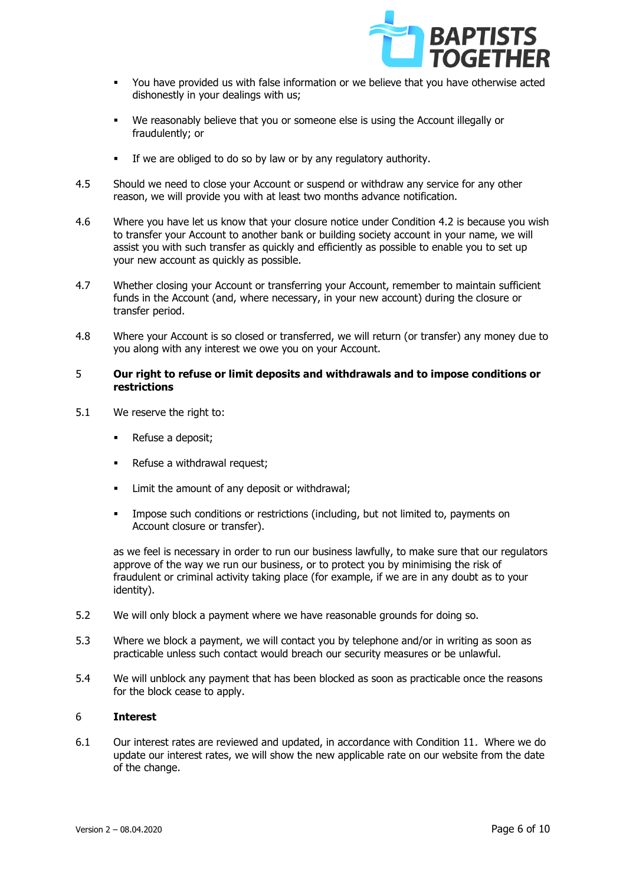- You have provided us with false information or we believe that you have otherwise acted dishonestly in your dealings with us;
- We reasonably believe that you or someone else is using the Account illegally or fraudulently; or
- If we are obliged to do so by law or by any regulatory authority.

4.5 Should we need to close your Account or suspend or withdraw any service for any other reason, we will provide you with at least two months advance notification.

4.6 Where you have let us know that your closure notice under Condition 4.2 is because you wish to transfer your Account to another bank or building society account in your name, we will assist you with such transfer as quickly and efficiently as possible to enable you to set up your new account as quickly as possible.

4.7 Whether closing your Account or transferring your Account, remember to maintain sufficient funds in the Account (and, where necessary, in your new account) during the closure or transfer period.

4.8 Where your Account is so closed or transferred, we will return (or transfer) any money due to you along with any interest we owe you on your Account.

## 5 Our right to refuse or limit deposits and withdrawals and to impose conditions or restrictions

5.1 We reserve the right to:

- Refuse a deposit;
- Refuse a withdrawal request;
- Limit the amount of any deposit or withdrawal;
- Impose such conditions or restrictions (including, but not limited to, payments on Account closure or transfer).

as we feel is necessary in order to run our business lawfully, to make sure that our regulators approve of the way we run our business, or to protect you by minimising the risk of fraudulent or criminal activity taking place (for example, if we are in any doubt as to your identity).

5.2 We will only block a payment where we have reasonable grounds for doing so.

5.3 Where we block a payment, we will contact you by telephone and/or in writing as soon as practicable unless such contact would breach our security measures or be unlawful.

5.4 We will unblock any payment that has been blocked as soon as practicable once the reasons for the block cease to apply.

## 6 Interest

6.1 Our interest rates are reviewed and updated, in accordance with Condition 11. Where we do update our interest rates, we will show the new applicable rate on our website from the date of the change.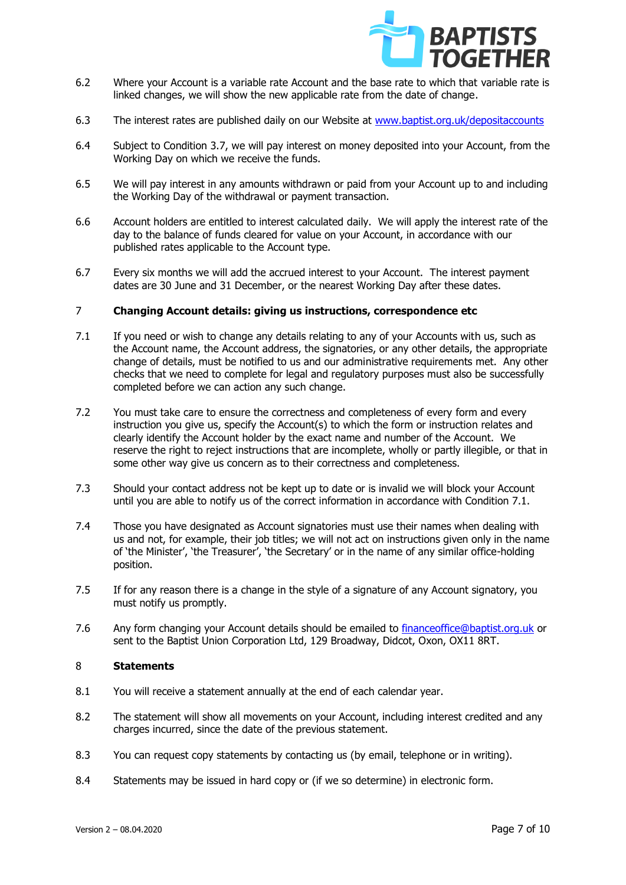6.2 Where your Account is a variable rate Account and the base rate to which that variable rate is linked changes, we will show the new applicable rate from the date of change.

6.3 The interest rates are published daily on our Website at www.baptist.org.uk/depositaccounts

6.4 Subject to Condition 3.7, we will pay interest on money deposited into your Account, from the Working Day on which we receive the funds.

6.5 We will pay interest in any amounts withdrawn or paid from your Account up to and including the Working Day of the withdrawal or payment transaction.

6.6 Account holders are entitled to interest calculated daily. We will apply the interest rate of the day to the balance of funds cleared for value on your Account, in accordance with our published rates applicable to the Account type.

6.7 Every six months we will add the accrued interest to your Account. The interest payment dates are 30 June and 31 December, or the nearest Working Day after these dates.

## 7 Changing Account details: giving us instructions, correspondence etc

7.1 If you need or wish to change any details relating to any of your Accounts with us, such as the Account name, the Account address, the signatories, or any other details, the appropriate change of details, must be notified to us and our administrative requirements met. Any other checks that we need to complete for legal and regulatory purposes must also be successfully completed before we can action any such change.

7.2 You must take care to ensure the correctness and completeness of every form and every instruction you give us, specify the Account(s) to which the form or instruction relates and clearly identify the Account holder by the exact name and number of the Account. We reserve the right to reject instructions that are incomplete, wholly or partly illegible, or that in some other way give us concern as to their correctness and completeness.

7.3 Should your contact address not be kept up to date or is invalid we will block your Account until you are able to notify us of the correct information in accordance with Condition 7.1.

7.4 Those you have designated as Account signatories must use their names when dealing with us and not, for example, their job titles; we will not act on instructions given only in the name of 'the Minister', 'the Treasurer', 'the Secretary' or in the name of any similar office-holding position.

7.5 If for any reason there is a change in the style of a signature of any Account signatory, you must notify us promptly.

7.6 Any form changing your Account details should be emailed to financeoffice@baptist.org.uk or sent to the Baptist Union Corporation Ltd, 129 Broadway, Didcot, Oxon, OX11 8RT.

## 8 Statements

8.1 You will receive a statement annually at the end of each calendar year.

8.2 The statement will show all movements on your Account, including interest credited and any charges incurred, since the date of the previous statement.

8.3 You can request copy statements by contacting us (by email, telephone or in writing).

8.4 Statements may be issued in hard copy or (if we so determine) in electronic form.

Version 2 – 08.04.2020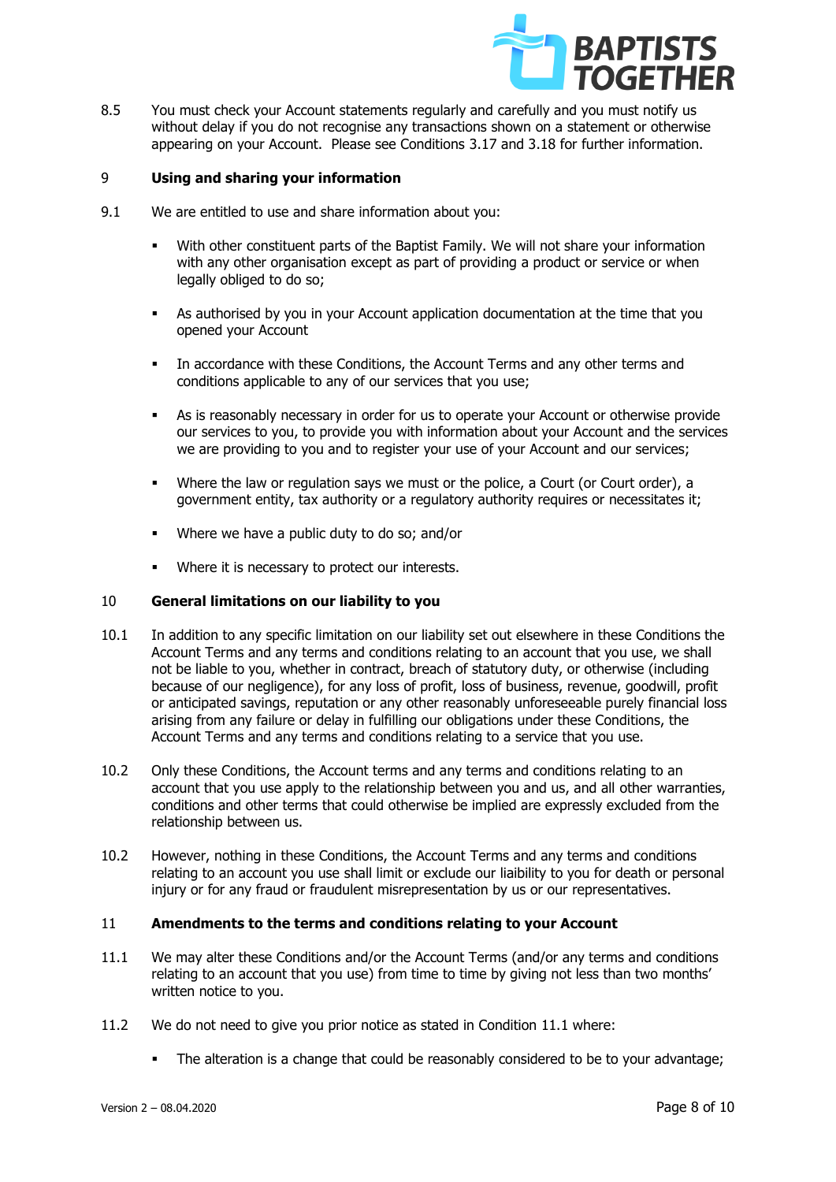8.5 You must check your Account statements regularly and carefully and you must notify us without delay if you do not recognise any transactions shown on a statement or otherwise appearing on your Account. Please see Conditions 3.17 and 3.18 for further information.

## 9 Using and sharing your information

9.1 We are entitled to use and share information about you:

- With other constituent parts of the Baptist Family. We will not share your information with any other organisation except as part of providing a product or service or when legally obliged to do so;
- As authorised by you in your Account application documentation at the time that you opened your Account
- In accordance with these Conditions, the Account Terms and any other terms and conditions applicable to any of our services that you use;
- As is reasonably necessary in order for us to operate your Account or otherwise provide our services to you, to provide you with information about your Account and the services we are providing to you and to register your use of your Account and our services;
- Where the law or regulation says we must or the police, a Court (or Court order), a government entity, tax authority or a regulatory authority requires or necessitates it;
- Where we have a public duty to do so; and/or
- Where it is necessary to protect our interests.

## 10 General limitations on our liability to you

10.1 In addition to any specific limitation on our liability set out elsewhere in these Conditions the Account Terms and any terms and conditions relating to an account that you use, we shall not be liable to you, whether in contract, breach of statutory duty, or otherwise (including because of our negligence), for any loss of profit, loss of business, revenue, goodwill, profit or anticipated savings, reputation or any other reasonably unforeseeable purely financial loss arising from any failure or delay in fulfilling our obligations under these Conditions, the Account Terms and any terms and conditions relating to a service that you use.

10.2 Only these Conditions, the Account terms and any terms and conditions relating to an account that you use apply to the relationship between you and us, and all other warranties, conditions and other terms that could otherwise be implied are expressly excluded from the relationship between us.

10.2 However, nothing in these Conditions, the Account Terms and any terms and conditions relating to an account you use shall limit or exclude our laibility to you for death or personal injury or for any fraud or fraudulent misrepresentation by us or our representatives.

## 11 Amendments to the terms and conditions relating to your Account

11.1 We may alter these Conditions and/or the Account Terms (and/or any terms and conditions relating to an account that you use) from time to time by giving not less than two months' written notice to you.

11.2 We do not need to give you prior notice as stated in Condition 11.1 where:

- The alteration is a change that could be reasonably considered to be to your advantage;

Version 2 – 08.04.2020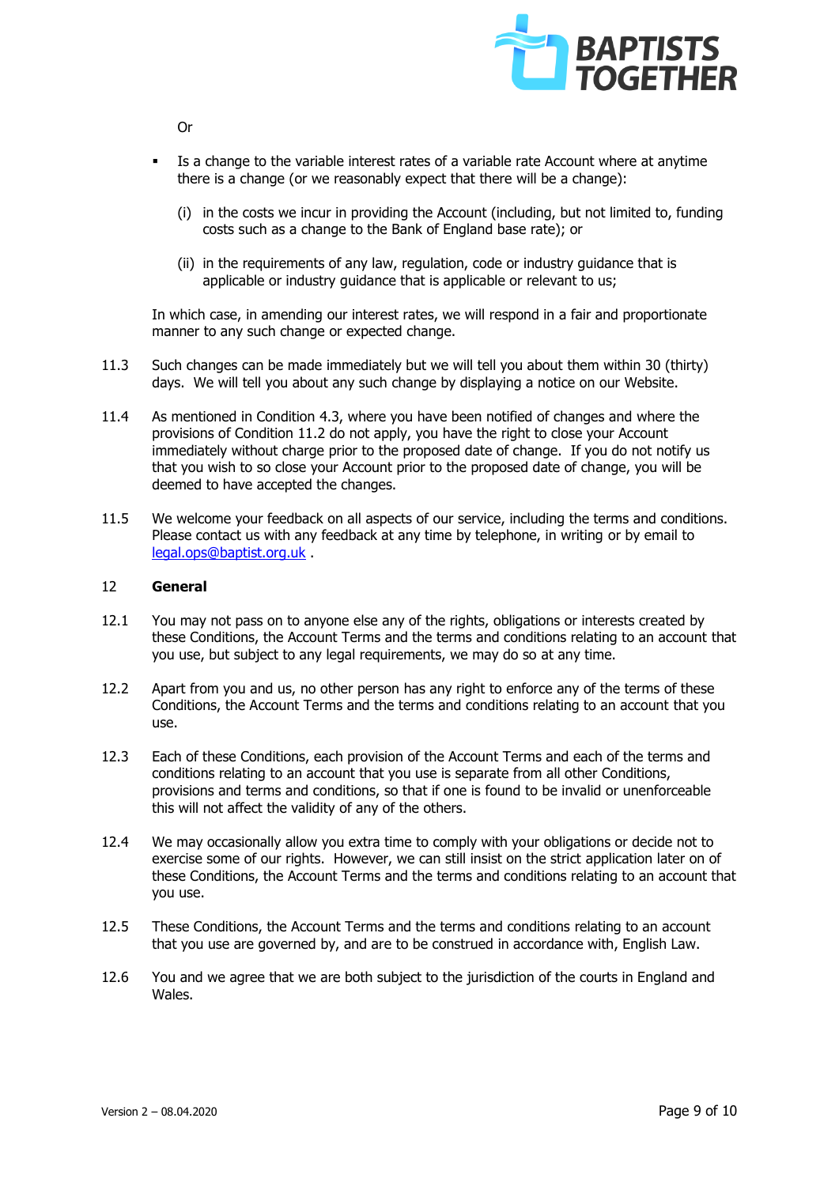Or

- Is a change to the variable interest rates of a variable rate Account where at anytime there is a change (or we reasonably expect that there will be a change):

  (i) in the costs we incur in providing the Account (including, but not limited to, funding costs such as a change to the Bank of England base rate); or

  (ii) in the requirements of any law, regulation, code or industry guidance that is applicable or industry guidance that is applicable or relevant to us;

In which case, in amending our interest rates, we will respond in a fair and proportionate manner to any such change or expected change.

11.3 Such changes can be made immediately but we will tell you about them within 30 (thirty) days. We will tell you about any such change by displaying a notice on our Website.

11.4 As mentioned in Condition 4.3, where you have been notified of changes and where the provisions of Condition 11.2 do not apply, you have the right to close your Account immediately without charge prior to the proposed date of change. If you do not notify us that you wish to so close your Account prior to the proposed date of change, you will be deemed to have accepted the changes.

11.5 We welcome your feedback on all aspects of our service, including the terms and conditions. Please contact us with any feedback at any time by telephone, in writing or by email to legal.ops@baptist.org.uk .

## 12 General

12.1 You may not pass on to anyone else any of the rights, obligations or interests created by these Conditions, the Account Terms and the terms and conditions relating to an account that you use, but subject to any legal requirements, we may do so at any time.

12.2 Apart from you and us, no other person has any right to enforce any of the terms of these Conditions, the Account Terms and the terms and conditions relating to an account that you use.

12.3 Each of these Conditions, each provision of the Account Terms and each of the terms and conditions relating to an account that you use is separate from all other Conditions, provisions and terms and conditions, so that if one is found to be invalid or unenforceable this will not affect the validity of any of the others.

12.4 We may occasionally allow you extra time to comply with your obligations or decide not to exercise some of our rights. However, we can still insist on the strict application later on of these Conditions, the Account Terms and the terms and conditions relating to an account that you use.

12.5 These Conditions, the Account Terms and the terms and conditions relating to an account that you use are governed by, and are to be construed in accordance with, English Law.

12.6 You and we agree that we are both subject to the jurisdiction of the courts in England and Wales.

Version 2 – 08.04.2020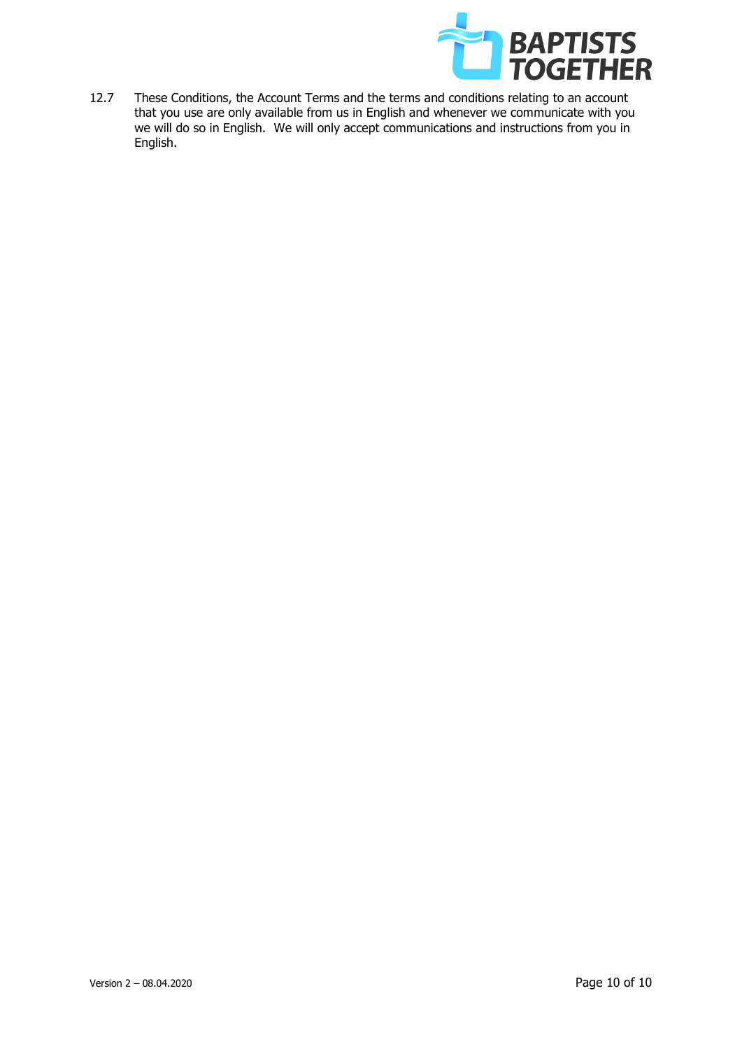12.7 These Conditions, the Account Terms and the terms and conditions relating to an account that you use are only available from us in English and whenever we communicate with you we will do so in English. We will only accept communications and instructions from you in English.